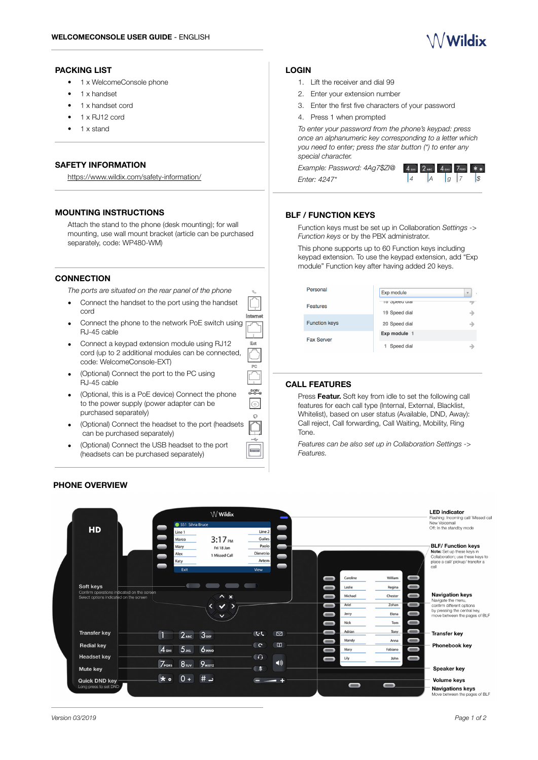# WELCOMECONSOLE USER GUIDE - ENGLISH

## PACKING LIST

- 1 x WelcomeConsole phone
- 1 x handset
- 1 x handset cord
- 1 x RJ12 cord
- 1 x stand

## SAFETY INFORMATION

https://www.wildix.com/safety-information/

## MOUNTING INSTRUCTIONS

Attach the stand to the phone (desk mounting); for wall mounting, use wall mount bracket (article can be purchased separately, code: WP480-WM)

## CONNECTION

*The ports are situated on the rear panel of the phone*

- Connect the handset to the port using the handset cord
- Connect the phone to the network PoE switch using RJ-45 cable
- Connect a keypad extension module using RJ12 cord (up to 2 additional modules can be connected, code: WelcomeConsole-EXT)
- (Optional) Connect the port to the PC using RJ-45 cable
- (Optional, this is a PoE device) Connect the phone to the power supply (power adapter can be purchased separately)
- (Optional) Connect the headset to the port (headsets can be purchased separately)
- (Optional) Connect the USB headset to the port (headsets can be purchased separately)

## LOGIN

1. Lift the receiver and dial 99
2. Enter your extension number
3. Enter the first five characters of your password
4. Press 1 when prompted

*To enter your password from the phone's keypad: press once an alphanumeric key corresponding to a letter which you need to enter; press the star button (*) to enter any special character.*

*Example: Password: 4Ag7$Zl@*
*Enter: 4247**

## BLF / FUNCTION KEYS

Function keys must be set up in Collaboration *Settings -> Function keys* or by the PBX administrator.

This phone supports up to 60 Function keys including keypad extension. To use the keypad extension, add "Exp module" Function key after having added 20 keys.

## CALL FEATURES

Press **Featur.** Soft key from idle to set the following call features for each call type (Internal, External, Blacklist, Whitelist), based on user status (Available, DND, Away): Call reject, Call forwarding, Call Waiting, Mobility, Ring Tone.

*Features can be also set up in Collaboration Settings -> Features.*

## PHONE OVERVIEW

**LED indicator**
Flashing: Incoming call/ Missed call
New Voicemail
Off: In the standby mode

**BLF/ Function keys**
**Note:** Set up these keys in Collaboration; use these keys to place a call/ pickup/ transfer a call

**Soft keys**
Confirm operations indicated on the screen
Select options indicated on the screen

**Navigation keys**
Navigate the menu, confirm different options by pressing the central key, move between the pages of BLF

**Transfer key**

**Redial key**

**Headset key**

**Mute key**

**Quick DND key**
Long press to set DND

**Phonebook key**

**Speaker key**

**Volume keys**

**Navigations keys**
Move between the pages of BLF

*Version 03/2019*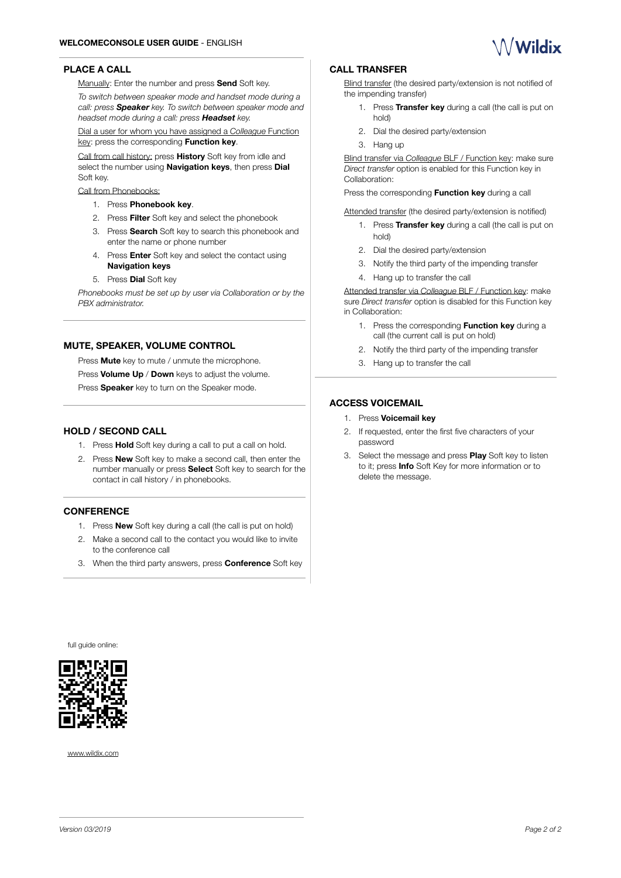## PLACE A CALL

Manually: Enter the number and press **Send** Soft key.

*To switch between speaker mode and handset mode during a call: press **Speaker** key. To switch between speaker mode and headset mode during a call: press **Headset** key.*

Dial a user for whom you have assigned a *Colleague* Function key: press the corresponding **Function key**.

Call from call history: press **History** Soft key from idle and select the number using **Navigation keys**, then press **Dial** Soft key.

Call from Phonebooks:

1. Press **Phonebook key**.
2. Press **Filter** Soft key and select the phonebook
3. Press **Search** Soft key to search this phonebook and enter the name or phone number
4. Press **Enter** Soft key and select the contact using **Navigation keys**
5. Press **Dial** Soft key

*Phonebooks must be set up by user via Collaboration or by the PBX administrator.*

## MUTE, SPEAKER, VOLUME CONTROL

Press **Mute** key to mute / unmute the microphone.

Press **Volume Up** / **Down** keys to adjust the volume.

Press **Speaker** key to turn on the Speaker mode.

## HOLD / SECOND CALL

1. Press **Hold** Soft key during a call to put a call on hold.
2. Press **New** Soft key to make a second call, then enter the number manually or press **Select** Soft key to search for the contact in call history / in phonebooks.

## CONFERENCE

1. Press **New** Soft key during a call (the call is put on hold)
2. Make a second call to the contact you would like to invite to the conference call
3. When the third party answers, press **Conference** Soft key

## CALL TRANSFER

Blind transfer (the desired party/extension is not notified of the impending transfer)

1. Press **Transfer key** during a call (the call is put on hold)
2. Dial the desired party/extension
3. Hang up

Blind transfer via *Colleague* BLF / Function key: make sure *Direct transfer* option is enabled for this Function key in Collaboration:

Press the corresponding **Function key** during a call

Attended transfer (the desired party/extension is notified)

1. Press **Transfer key** during a call (the call is put on hold)
2. Dial the desired party/extension
3. Notify the third party of the impending transfer
4. Hang up to transfer the call

Attended transfer via *Colleague* BLF / Function key: make sure *Direct transfer* option is disabled for this Function key in Collaboration:

1. Press the corresponding **Function key** during a call (the current call is put on hold)
2. Notify the third party of the impending transfer
3. Hang up to transfer the call

## ACCESS VOICEMAIL

1. Press **Voicemail key**
2. If requested, enter the first five characters of your password
3. Select the message and press **Play** Soft key to listen to it; press **Info** Soft Key for more information or to delete the message.

full guide online:

www.wildix.com

*Version 03/2019*